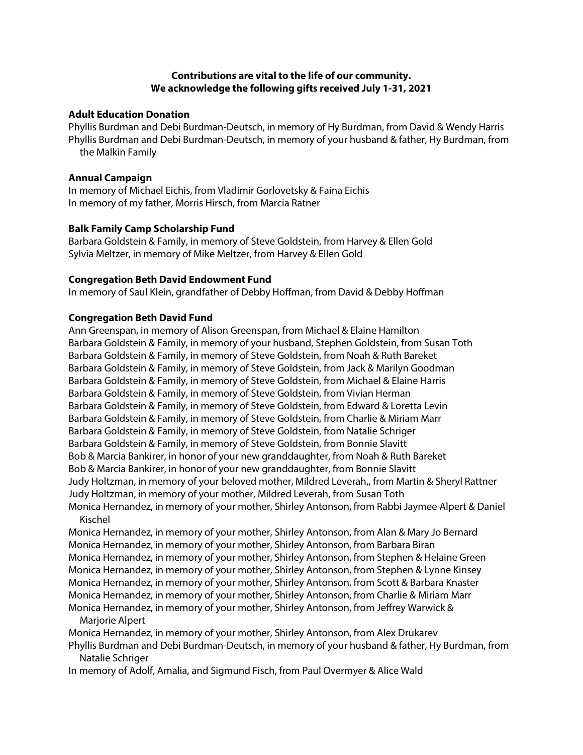**Contributions are vital to the life of our community.**
**We acknowledge the following gifts received July 1-31, 2021**

### Adult Education Donation

Phyllis Burdman and Debi Burdman-Deutsch, in memory of Hy Burdman, from David & Wendy Harris
Phyllis Burdman and Debi Burdman-Deutsch, in memory of your husband & father, Hy Burdman, from the Malkin Family

### Annual Campaign

In memory of Michael Eichis, from Vladimir Gorlovetsky & Faina Eichis
In memory of my father, Morris Hirsch, from Marcia Ratner

### Balk Family Camp Scholarship Fund

Barbara Goldstein & Family, in memory of Steve Goldstein, from Harvey & Ellen Gold
Sylvia Meltzer, in memory of Mike Meltzer, from Harvey & Ellen Gold

### Congregation Beth David Endowment Fund

In memory of Saul Klein, grandfather of Debby Hoffman, from David & Debby Hoffman

### Congregation Beth David Fund

Ann Greenspan, in memory of Alison Greenspan, from Michael & Elaine Hamilton
Barbara Goldstein & Family, in memory of your husband, Stephen Goldstein, from Susan Toth
Barbara Goldstein & Family, in memory of Steve Goldstein, from Noah & Ruth Bareket
Barbara Goldstein & Family, in memory of Steve Goldstein, from Jack & Marilyn Goodman
Barbara Goldstein & Family, in memory of Steve Goldstein, from Michael & Elaine Harris
Barbara Goldstein & Family, in memory of Steve Goldstein, from Vivian Herman
Barbara Goldstein & Family, in memory of Steve Goldstein, from Edward & Loretta Levin
Barbara Goldstein & Family, in memory of Steve Goldstein, from Charlie & Miriam Marr
Barbara Goldstein & Family, in memory of Steve Goldstein, from Natalie Schriger
Barbara Goldstein & Family, in memory of Steve Goldstein, from Bonnie Slavitt
Bob & Marcia Bankirer, in honor of your new granddaughter, from Noah & Ruth Bareket
Bob & Marcia Bankirer, in honor of your new granddaughter, from Bonnie Slavitt
Judy Holtzman, in memory of your beloved mother, Mildred Leverah,, from Martin & Sheryl Rattner
Judy Holtzman, in memory of your mother, Mildred Leverah, from Susan Toth
Monica Hernandez, in memory of your mother, Shirley Antonson, from Rabbi Jaymee Alpert & Daniel Kischel
Monica Hernandez, in memory of your mother, Shirley Antonson, from Alan & Mary Jo Bernard
Monica Hernandez, in memory of your mother, Shirley Antonson, from Barbara Biran
Monica Hernandez, in memory of your mother, Shirley Antonson, from Stephen & Helaine Green
Monica Hernandez, in memory of your mother, Shirley Antonson, from Stephen & Lynne Kinsey
Monica Hernandez, in memory of your mother, Shirley Antonson, from Scott & Barbara Knaster
Monica Hernandez, in memory of your mother, Shirley Antonson, from Charlie & Miriam Marr
Monica Hernandez, in memory of your mother, Shirley Antonson, from Jeffrey Warwick & Marjorie Alpert
Monica Hernandez, in memory of your mother, Shirley Antonson, from Alex Drukarev
Phyllis Burdman and Debi Burdman-Deutsch, in memory of your husband & father, Hy Burdman, from Natalie Schriger
In memory of Adolf, Amalia, and Sigmund Fisch, from Paul Overmyer & Alice Wald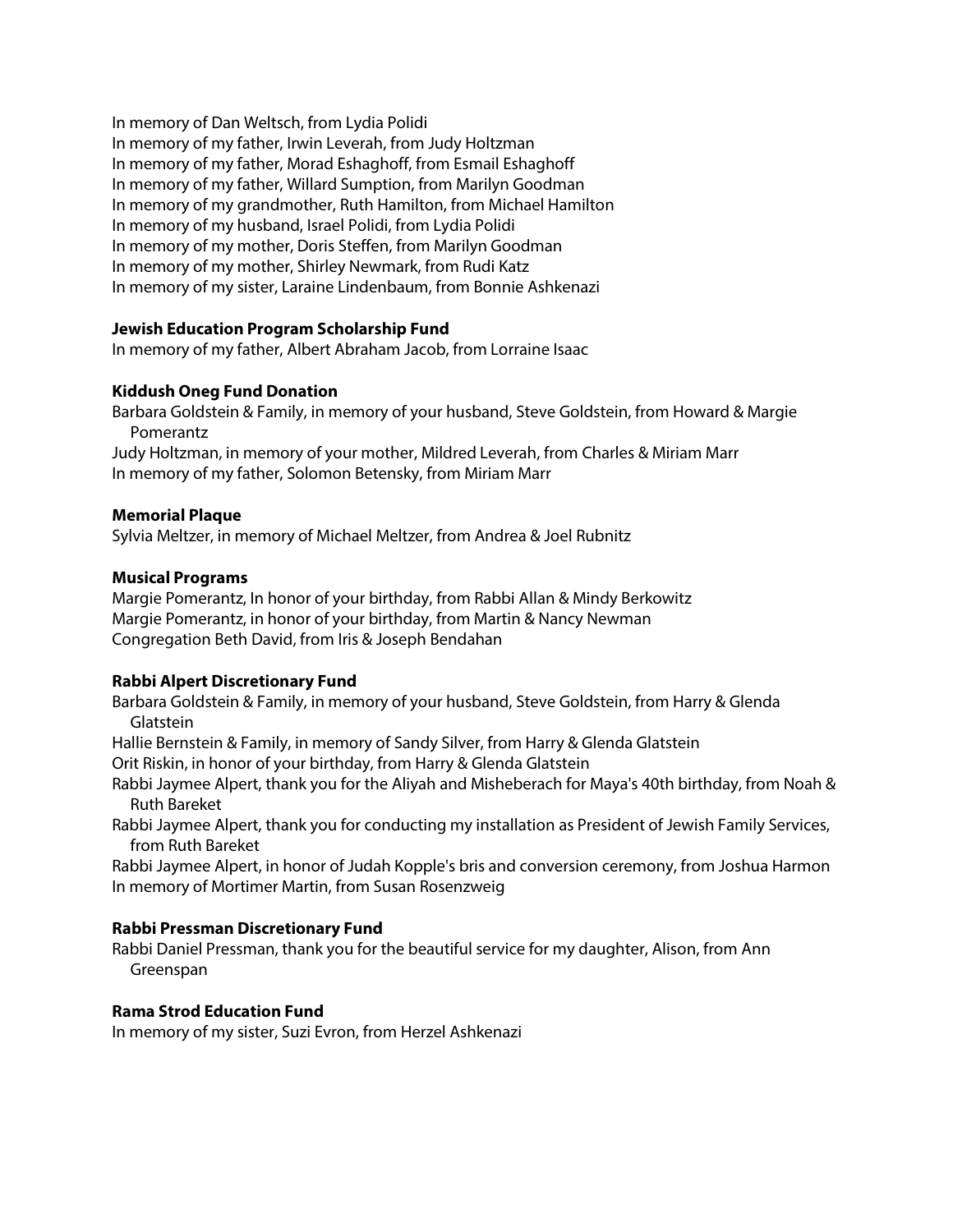In memory of Dan Weltsch, from Lydia Polidi
In memory of my father, Irwin Leverah, from Judy Holtzman
In memory of my father, Morad Eshaghoff, from Esmail Eshaghoff
In memory of my father, Willard Sumption, from Marilyn Goodman
In memory of my grandmother, Ruth Hamilton, from Michael Hamilton
In memory of my husband, Israel Polidi, from Lydia Polidi
In memory of my mother, Doris Steffen, from Marilyn Goodman
In memory of my mother, Shirley Newmark, from Rudi Katz
In memory of my sister, Laraine Lindenbaum, from Bonnie Ashkenazi

**Jewish Education Program Scholarship Fund**

In memory of my father, Albert Abraham Jacob, from Lorraine Isaac

**Kiddush Oneg Fund Donation**

Barbara Goldstein & Family, in memory of your husband, Steve Goldstein, from Howard & Margie Pomerantz
Judy Holtzman, in memory of your mother, Mildred Leverah, from Charles & Miriam Marr
In memory of my father, Solomon Betensky, from Miriam Marr

**Memorial Plaque**

Sylvia Meltzer, in memory of Michael Meltzer, from Andrea & Joel Rubnitz

**Musical Programs**

Margie Pomerantz, In honor of your birthday, from Rabbi Allan & Mindy Berkowitz
Margie Pomerantz, in honor of your birthday, from Martin & Nancy Newman
Congregation Beth David, from Iris & Joseph Bendahan

**Rabbi Alpert Discretionary Fund**

Barbara Goldstein & Family, in memory of your husband, Steve Goldstein, from Harry & Glenda Glatstein
Hallie Bernstein & Family, in memory of Sandy Silver, from Harry & Glenda Glatstein
Orit Riskin, in honor of your birthday, from Harry & Glenda Glatstein
Rabbi Jaymee Alpert, thank you for the Aliyah and Misheberach for Maya's 40th birthday, from Noah & Ruth Bareket
Rabbi Jaymee Alpert, thank you for conducting my installation as President of Jewish Family Services, from Ruth Bareket
Rabbi Jaymee Alpert, in honor of Judah Kopple's bris and conversion ceremony, from Joshua Harmon
In memory of Mortimer Martin, from Susan Rosenzweig

**Rabbi Pressman Discretionary Fund**

Rabbi Daniel Pressman, thank you for the beautiful service for my daughter, Alison, from Ann Greenspan

**Rama Strod Education Fund**

In memory of my sister, Suzi Evron, from Herzel Ashkenazi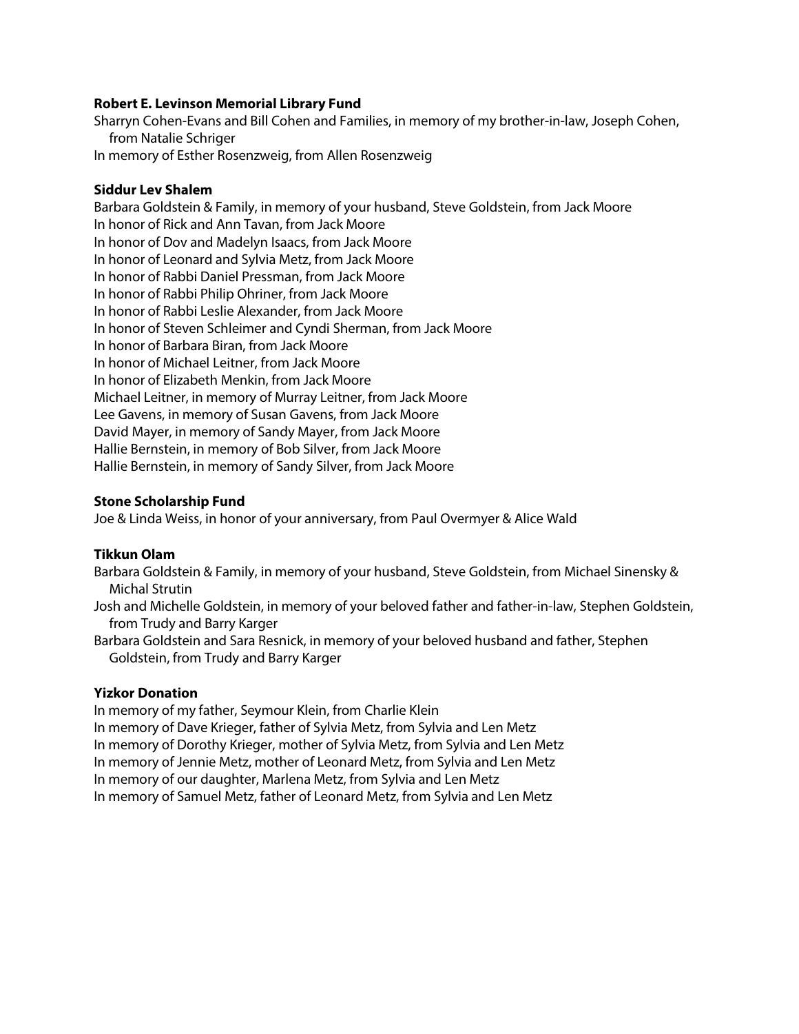**Robert E. Levinson Memorial Library Fund**

Sharryn Cohen-Evans and Bill Cohen and Families, in memory of my brother-in-law, Joseph Cohen, from Natalie Schriger
In memory of Esther Rosenzweig, from Allen Rosenzweig

**Siddur Lev Shalem**

Barbara Goldstein & Family, in memory of your husband, Steve Goldstein, from Jack Moore
In honor of Rick and Ann Tavan, from Jack Moore
In honor of Dov and Madelyn Isaacs, from Jack Moore
In honor of Leonard and Sylvia Metz, from Jack Moore
In honor of Rabbi Daniel Pressman, from Jack Moore
In honor of Rabbi Philip Ohriner, from Jack Moore
In honor of Rabbi Leslie Alexander, from Jack Moore
In honor of Steven Schleimer and Cyndi Sherman, from Jack Moore
In honor of Barbara Biran, from Jack Moore
In honor of Michael Leitner, from Jack Moore
In honor of Elizabeth Menkin, from Jack Moore
Michael Leitner, in memory of Murray Leitner, from Jack Moore
Lee Gavens, in memory of Susan Gavens, from Jack Moore
David Mayer, in memory of Sandy Mayer, from Jack Moore
Hallie Bernstein, in memory of Bob Silver, from Jack Moore
Hallie Bernstein, in memory of Sandy Silver, from Jack Moore

**Stone Scholarship Fund**

Joe & Linda Weiss, in honor of your anniversary, from Paul Overmyer & Alice Wald

**Tikkun Olam**

Barbara Goldstein & Family, in memory of your husband, Steve Goldstein, from Michael Sinensky & Michal Strutin
Josh and Michelle Goldstein, in memory of your beloved father and father-in-law, Stephen Goldstein, from Trudy and Barry Karger
Barbara Goldstein and Sara Resnick, in memory of your beloved husband and father, Stephen Goldstein, from Trudy and Barry Karger

**Yizkor Donation**

In memory of my father, Seymour Klein, from Charlie Klein
In memory of Dave Krieger, father of Sylvia Metz, from Sylvia and Len Metz
In memory of Dorothy Krieger, mother of Sylvia Metz, from Sylvia and Len Metz
In memory of Jennie Metz, mother of Leonard Metz, from Sylvia and Len Metz
In memory of our daughter, Marlena Metz, from Sylvia and Len Metz
In memory of Samuel Metz, father of Leonard Metz, from Sylvia and Len Metz